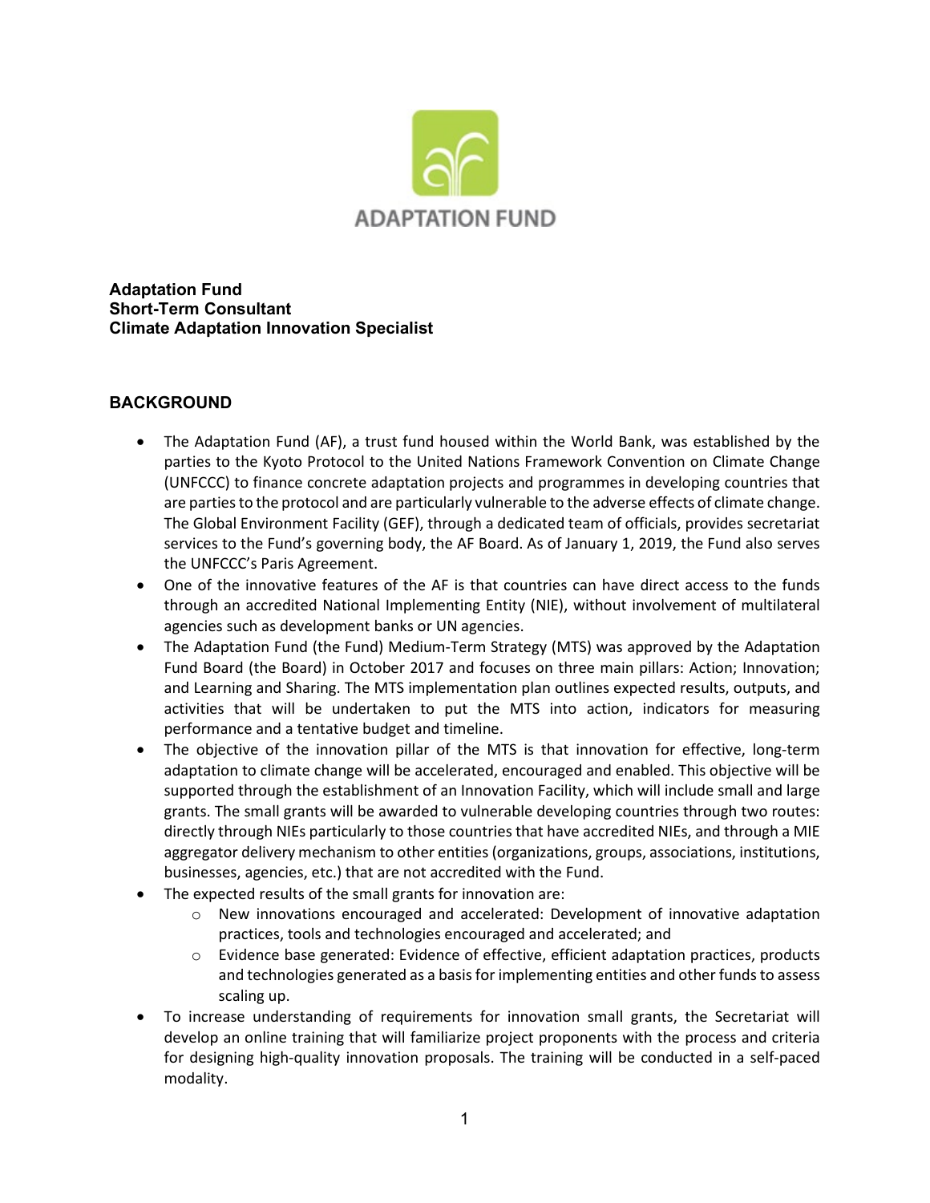ADAPTATION FUND

**Adaptation Fund**
**Short-Term Consultant**
**Climate Adaptation Innovation Specialist**

## BACKGROUND

- The Adaptation Fund (AF), a trust fund housed within the World Bank, was established by the parties to the Kyoto Protocol to the United Nations Framework Convention on Climate Change (UNFCCC) to finance concrete adaptation projects and programmes in developing countries that are parties to the protocol and are particularly vulnerable to the adverse effects of climate change. The Global Environment Facility (GEF), through a dedicated team of officials, provides secretariat services to the Fund's governing body, the AF Board. As of January 1, 2019, the Fund also serves the UNFCCC's Paris Agreement.
- One of the innovative features of the AF is that countries can have direct access to the funds through an accredited National Implementing Entity (NIE), without involvement of multilateral agencies such as development banks or UN agencies.
- The Adaptation Fund (the Fund) Medium-Term Strategy (MTS) was approved by the Adaptation Fund Board (the Board) in October 2017 and focuses on three main pillars: Action; Innovation; and Learning and Sharing. The MTS implementation plan outlines expected results, outputs, and activities that will be undertaken to put the MTS into action, indicators for measuring performance and a tentative budget and timeline.
- The objective of the innovation pillar of the MTS is that innovation for effective, long-term adaptation to climate change will be accelerated, encouraged and enabled. This objective will be supported through the establishment of an Innovation Facility, which will include small and large grants. The small grants will be awarded to vulnerable developing countries through two routes: directly through NIEs particularly to those countries that have accredited NIEs, and through a MIE aggregator delivery mechanism to other entities (organizations, groups, associations, institutions, businesses, agencies, etc.) that are not accredited with the Fund.
- The expected results of the small grants for innovation are:
    - New innovations encouraged and accelerated: Development of innovative adaptation practices, tools and technologies encouraged and accelerated; and
    - Evidence base generated: Evidence of effective, efficient adaptation practices, products and technologies generated as a basis for implementing entities and other funds to assess scaling up.
- To increase understanding of requirements for innovation small grants, the Secretariat will develop an online training that will familiarize project proponents with the process and criteria for designing high-quality innovation proposals. The training will be conducted in a self-paced modality.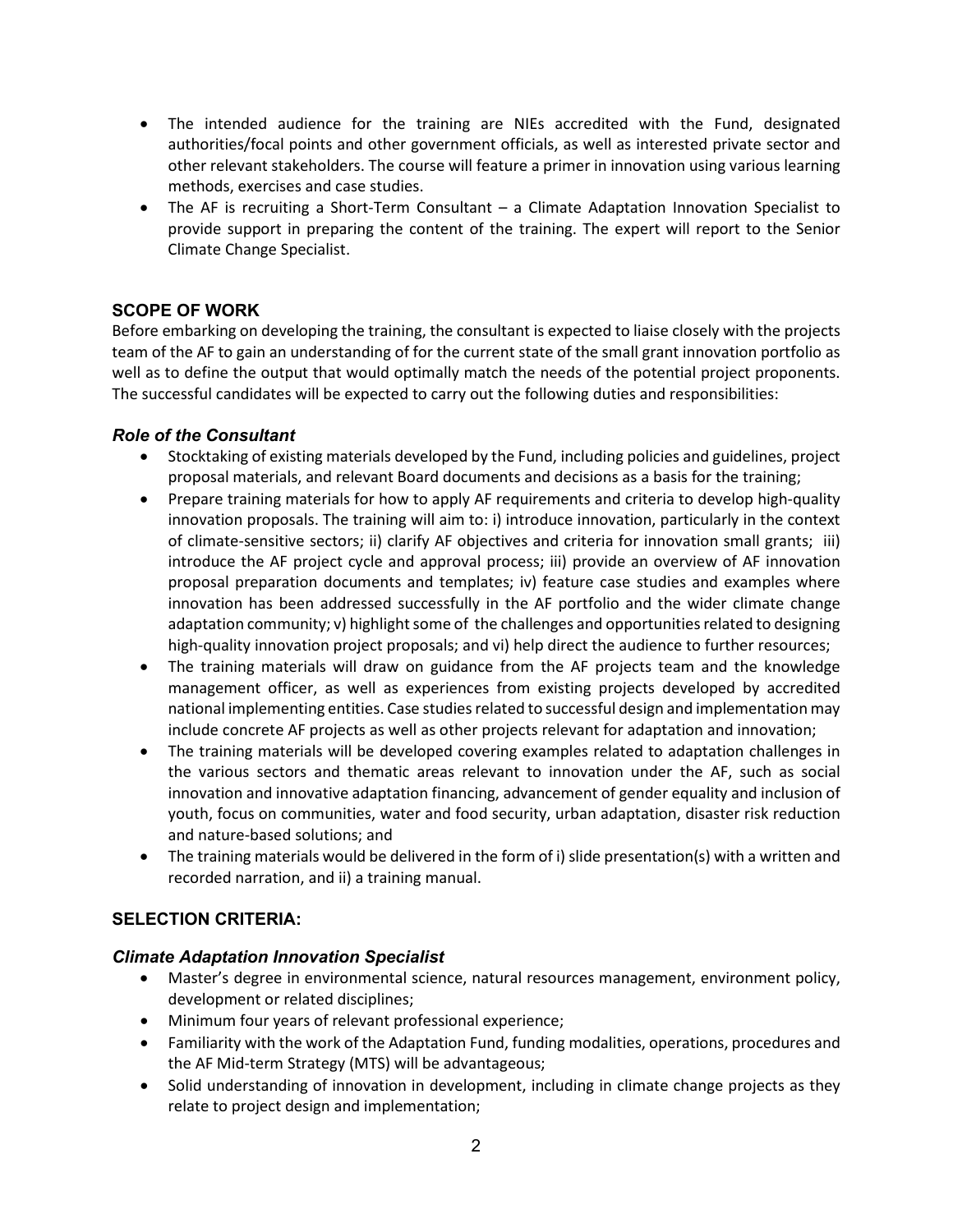- The intended audience for the training are NIEs accredited with the Fund, designated authorities/focal points and other government officials, as well as interested private sector and other relevant stakeholders. The course will feature a primer in innovation using various learning methods, exercises and case studies.
- The AF is recruiting a Short-Term Consultant – a Climate Adaptation Innovation Specialist to provide support in preparing the content of the training. The expert will report to the Senior Climate Change Specialist.

## SCOPE OF WORK

Before embarking on developing the training, the consultant is expected to liaise closely with the projects team of the AF to gain an understanding of for the current state of the small grant innovation portfolio as well as to define the output that would optimally match the needs of the potential project proponents. The successful candidates will be expected to carry out the following duties and responsibilities:

### *Role of the Consultant*

- Stocktaking of existing materials developed by the Fund, including policies and guidelines, project proposal materials, and relevant Board documents and decisions as a basis for the training;
- Prepare training materials for how to apply AF requirements and criteria to develop high-quality innovation proposals. The training will aim to: i) introduce innovation, particularly in the context of climate-sensitive sectors; ii) clarify AF objectives and criteria for innovation small grants; iii) introduce the AF project cycle and approval process; iii) provide an overview of AF innovation proposal preparation documents and templates; iv) feature case studies and examples where innovation has been addressed successfully in the AF portfolio and the wider climate change adaptation community; v) highlight some of the challenges and opportunities related to designing high-quality innovation project proposals; and vi) help direct the audience to further resources;
- The training materials will draw on guidance from the AF projects team and the knowledge management officer, as well as experiences from existing projects developed by accredited national implementing entities. Case studies related to successful design and implementation may include concrete AF projects as well as other projects relevant for adaptation and innovation;
- The training materials will be developed covering examples related to adaptation challenges in the various sectors and thematic areas relevant to innovation under the AF, such as social innovation and innovative adaptation financing, advancement of gender equality and inclusion of youth, focus on communities, water and food security, urban adaptation, disaster risk reduction and nature-based solutions; and
- The training materials would be delivered in the form of i) slide presentation(s) with a written and recorded narration, and ii) a training manual.

## SELECTION CRITERIA:

### *Climate Adaptation Innovation Specialist*

- Master's degree in environmental science, natural resources management, environment policy, development or related disciplines;
- Minimum four years of relevant professional experience;
- Familiarity with the work of the Adaptation Fund, funding modalities, operations, procedures and the AF Mid-term Strategy (MTS) will be advantageous;
- Solid understanding of innovation in development, including in climate change projects as they relate to project design and implementation;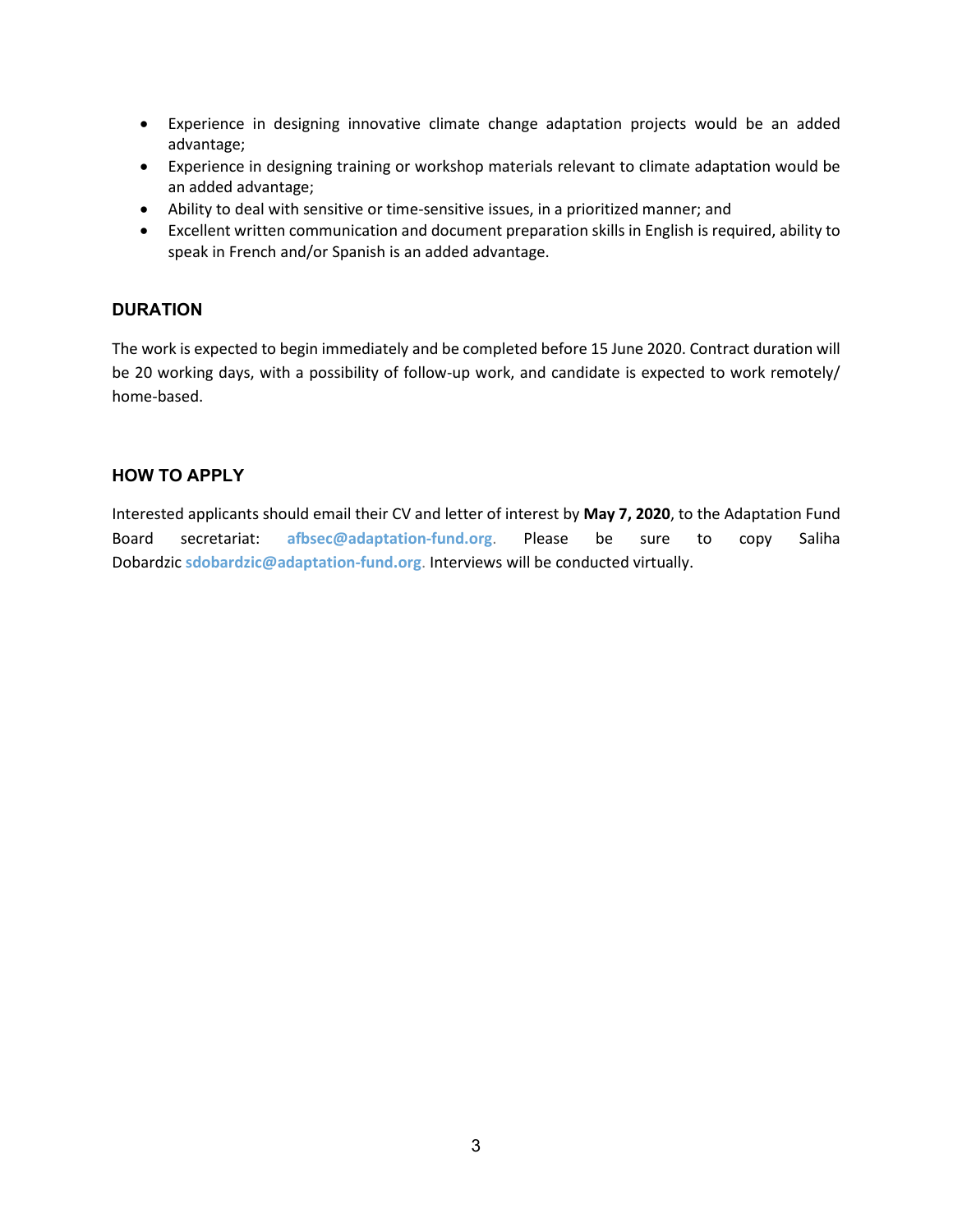- Experience in designing innovative climate change adaptation projects would be an added advantage;
- Experience in designing training or workshop materials relevant to climate adaptation would be an added advantage;
- Ability to deal with sensitive or time-sensitive issues, in a prioritized manner; and
- Excellent written communication and document preparation skills in English is required, ability to speak in French and/or Spanish is an added advantage.

## DURATION

The work is expected to begin immediately and be completed before 15 June 2020. Contract duration will be 20 working days, with a possibility of follow-up work, and candidate is expected to work remotely/ home-based.

## HOW TO APPLY

Interested applicants should email their CV and letter of interest by **May 7, 2020**, to the Adaptation Fund Board secretariat: **afbsec@adaptation-fund.org**. Please be sure to copy Saliha Dobardzic **sdobardzic@adaptation-fund.org**. Interviews will be conducted virtually.